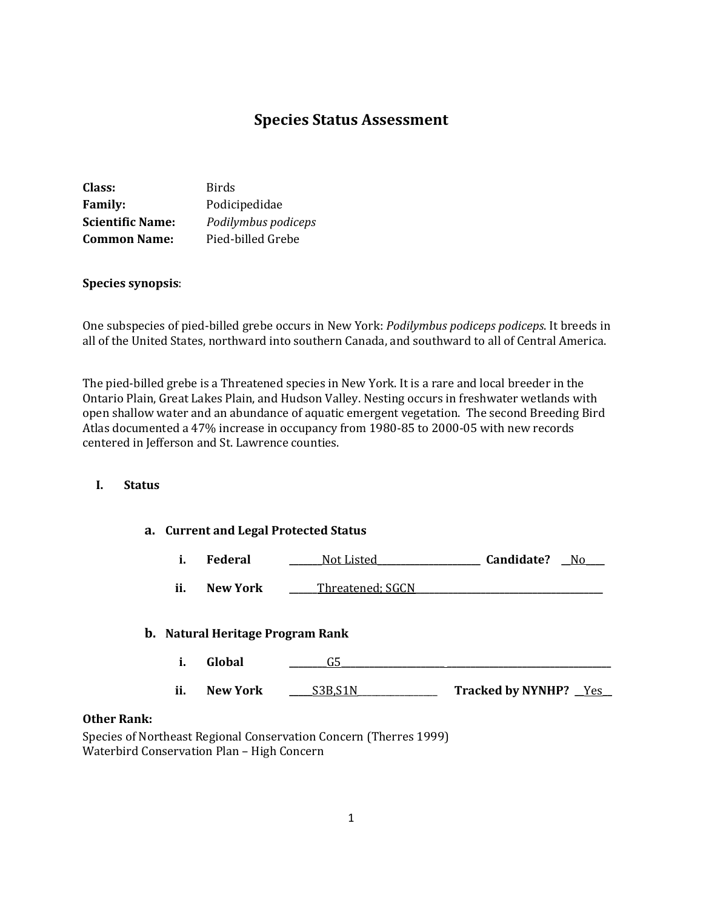# Species Status Assessment

**Class:** Birds
**Family:** Podicipedidae
**Scientific Name:** *Podilymbus podiceps*
**Common Name:** Pied-billed Grebe

**Species synopsis**:

One subspecies of pied-billed grebe occurs in New York: *Podilymbus podiceps podiceps*. It breeds in all of the United States, northward into southern Canada, and southward to all of Central America.

The pied-billed grebe is a Threatened species in New York. It is a rare and local breeder in the Ontario Plain, Great Lakes Plain, and Hudson Valley. Nesting occurs in freshwater wetlands with open shallow water and an abundance of aquatic emergent vegetation. The second Breeding Bird Atlas documented a 47% increase in occupancy from 1980-85 to 2000-05 with new records centered in Jefferson and St. Lawrence counties.

## I. Status

### a. Current and Legal Protected Status

i. **Federal** ______Not Listed______ **Candidate?** __No__

ii. **New York** ______Threatened; SGCN______

### b. Natural Heritage Program Rank

i. **Global** ______G5______

ii. **New York** ______S3B,S1N______ **Tracked by NYNHP?** __Yes__

**Other Rank:**

Species of Northeast Regional Conservation Concern (Therres 1999)
Waterbird Conservation Plan – High Concern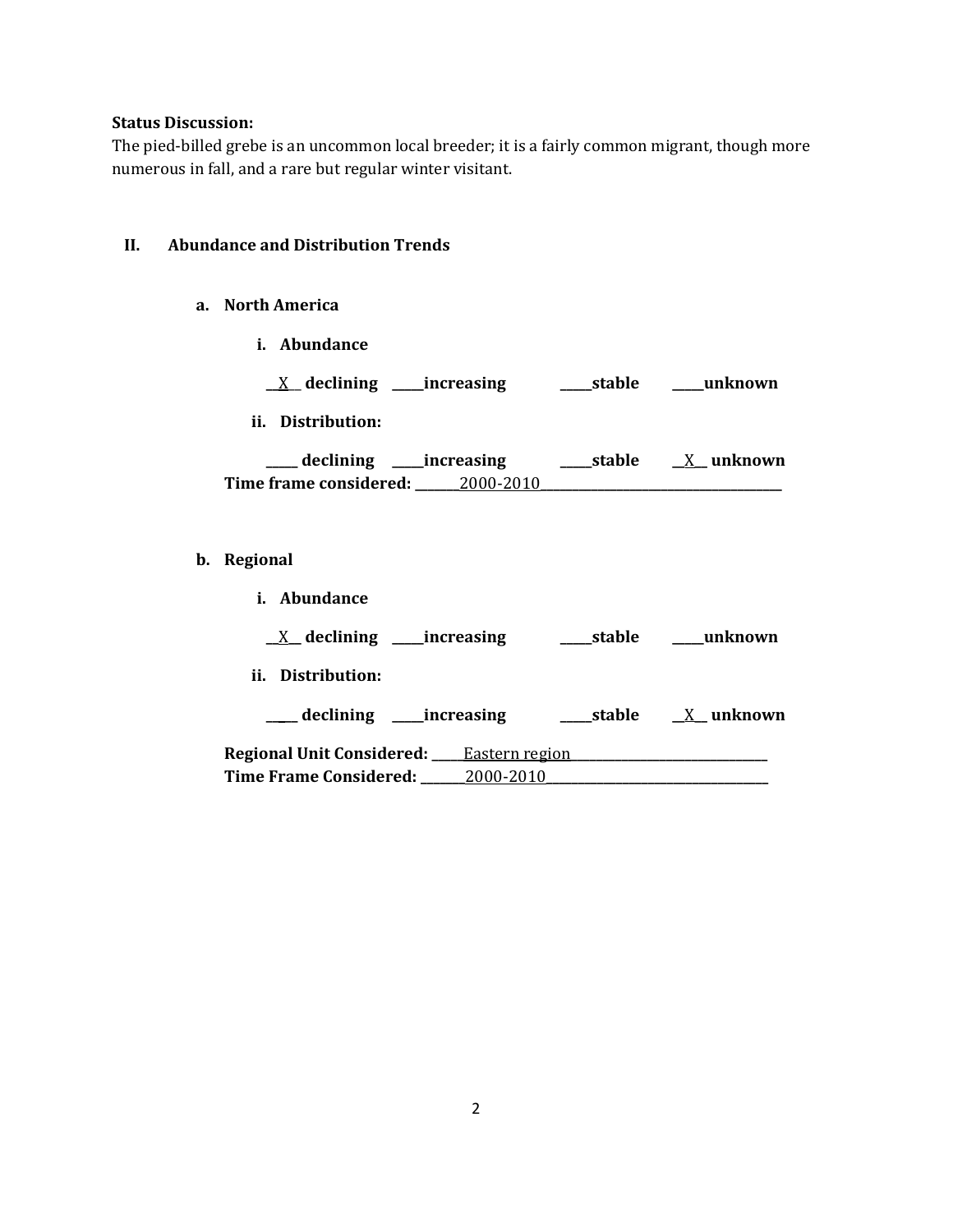**Status Discussion:**
The pied-billed grebe is an uncommon local breeder; it is a fairly common migrant, though more numerous in fall, and a rare but regular winter visitant.

## II. Abundance and Distribution Trends

### a. North America

**i. Abundance**

__X__ **declining** _____**increasing** _____**stable** _____**unknown**

**ii. Distribution:**

_____ **declining** _____**increasing** _____**stable** __X__ **unknown**

**Time frame considered:** _______2000-2010_______

### b. Regional

**i. Abundance**

__X__ **declining** _____**increasing** _____**stable** _____**unknown**

**ii. Distribution:**

_____ **declining** _____**increasing** _____**stable** __X__ **unknown**

**Regional Unit Considered:** _____Eastern region_______
**Time Frame Considered:** _______2000-2010_______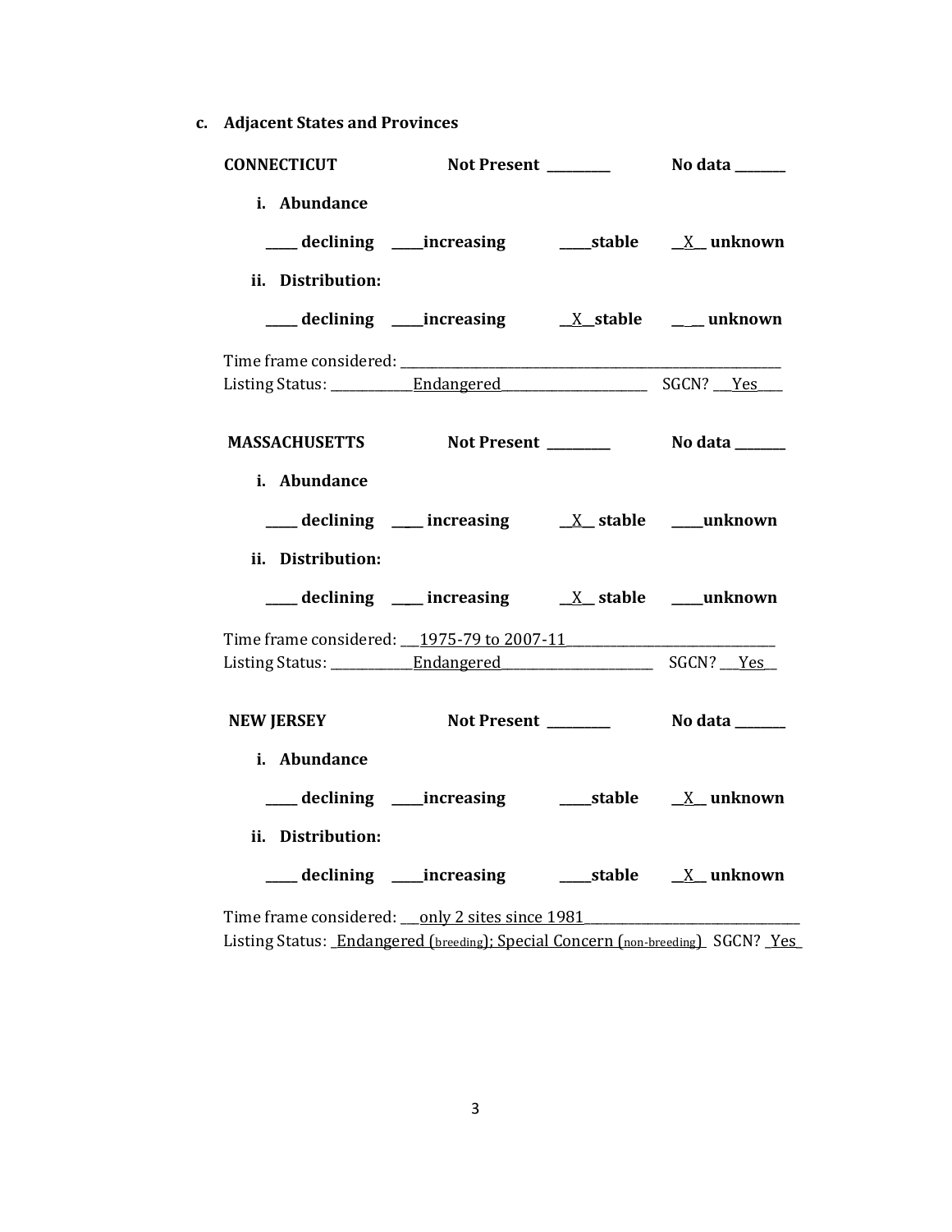**c. Adjacent States and Provinces**

**CONNECTICUT** **Not Present** _________ **No data** _______

**i. Abundance**

____ **declining** ____**increasing** ____**stable** __X__ **unknown**

**ii. Distribution:**

____ **declining** ____**increasing** __X__**stable** ____ **unknown**

Time frame considered: ______________________________________________

Listing Status: ____________Endangered______________________ SGCN? ___Yes___

**MASSACHUSETTS** **Not Present** _________ **No data** _______

**i. Abundance**

____ **declining** ____ **increasing** __X__ **stable** ____**unknown**

**ii. Distribution:**

____ **declining** ____ **increasing** __X__ **stable** ____**unknown**

Time frame considered: ___1975-79 to 2007-11______________________________

Listing Status: ____________Endangered______________________ SGCN? ___Yes__

**NEW JERSEY** **Not Present** _________ **No data** _______

**i. Abundance**

____ **declining** ____**increasing** ____**stable** __X__ **unknown**

**ii. Distribution:**

____ **declining** ____**increasing** ____**stable** __X__ **unknown**

Time frame considered: ___only 2 sites since 1981______________________________

Listing Status: _Endangered (breeding); Special Concern (non-breeding)_ SGCN? _Yes_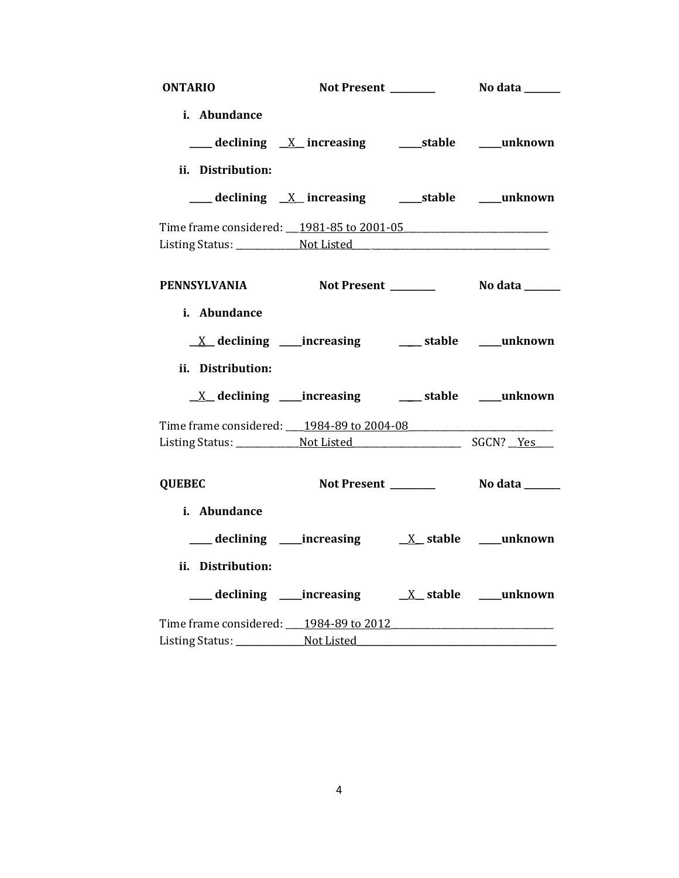**ONTARIO** **Not Present \_\_\_\_\_\_\_\_\_** **No data \_\_\_\_\_\_\_**

**i. Abundance**

**\_\_\_\_\_ declining \_\_X\_\_ increasing \_\_\_\_\_stable \_\_\_\_\_unknown**

**ii. Distribution:**

**\_\_\_\_\_ declining \_\_X\_\_ increasing \_\_\_\_\_stable \_\_\_\_\_unknown**

Time frame considered: \_\_\_1981-85 to 2001-05\_\_\_\_\_\_\_\_\_\_\_\_\_\_\_\_\_\_\_\_\_\_\_\_\_\_\_\_\_\_\_

Listing Status: \_\_\_\_\_\_\_\_\_\_\_\_\_\_Not Listed\_\_\_\_\_\_\_\_\_\_\_\_\_\_\_\_\_\_\_\_\_\_\_\_\_\_\_\_\_\_\_\_\_\_\_\_\_\_\_\_\_

**PENNSYLVANIA** **Not Present \_\_\_\_\_\_\_\_\_** **No data \_\_\_\_\_\_\_**

**i. Abundance**

**\_\_X\_\_ declining \_\_\_\_\_increasing \_\_\_\_\_ stable \_\_\_\_\_unknown**

**ii. Distribution:**

**\_\_X\_\_ declining \_\_\_\_\_increasing \_\_\_\_\_ stable \_\_\_\_\_unknown**

Time frame considered: \_\_\_\_1984-89 to 2004-08\_\_\_\_\_\_\_\_\_\_\_\_\_\_\_\_\_\_\_\_\_\_\_\_\_\_\_\_\_\_\_

Listing Status: \_\_\_\_\_\_\_\_\_\_\_\_\_\_Not Listed\_\_\_\_\_\_\_\_\_\_\_\_\_\_\_\_\_\_\_\_\_\_\_\_ SGCN? \_\_Yes\_\_\_\_

**QUEBEC** **Not Present \_\_\_\_\_\_\_\_\_** **No data \_\_\_\_\_\_\_**

**i. Abundance**

**\_\_\_\_\_ declining \_\_\_\_\_increasing \_\_X\_\_ stable \_\_\_\_\_unknown**

**ii. Distribution:**

**\_\_\_\_\_ declining \_\_\_\_\_increasing \_\_X\_\_ stable \_\_\_\_\_unknown**

Time frame considered: \_\_\_\_1984-89 to 2012\_\_\_\_\_\_\_\_\_\_\_\_\_\_\_\_\_\_\_\_\_\_\_\_\_\_\_\_\_\_\_\_\_\_\_

Listing Status: \_\_\_\_\_\_\_\_\_\_\_\_\_\_\_\_Not Listed\_\_\_\_\_\_\_\_\_\_\_\_\_\_\_\_\_\_\_\_\_\_\_\_\_\_\_\_\_\_\_\_\_\_\_\_\_\_\_\_\_\_\_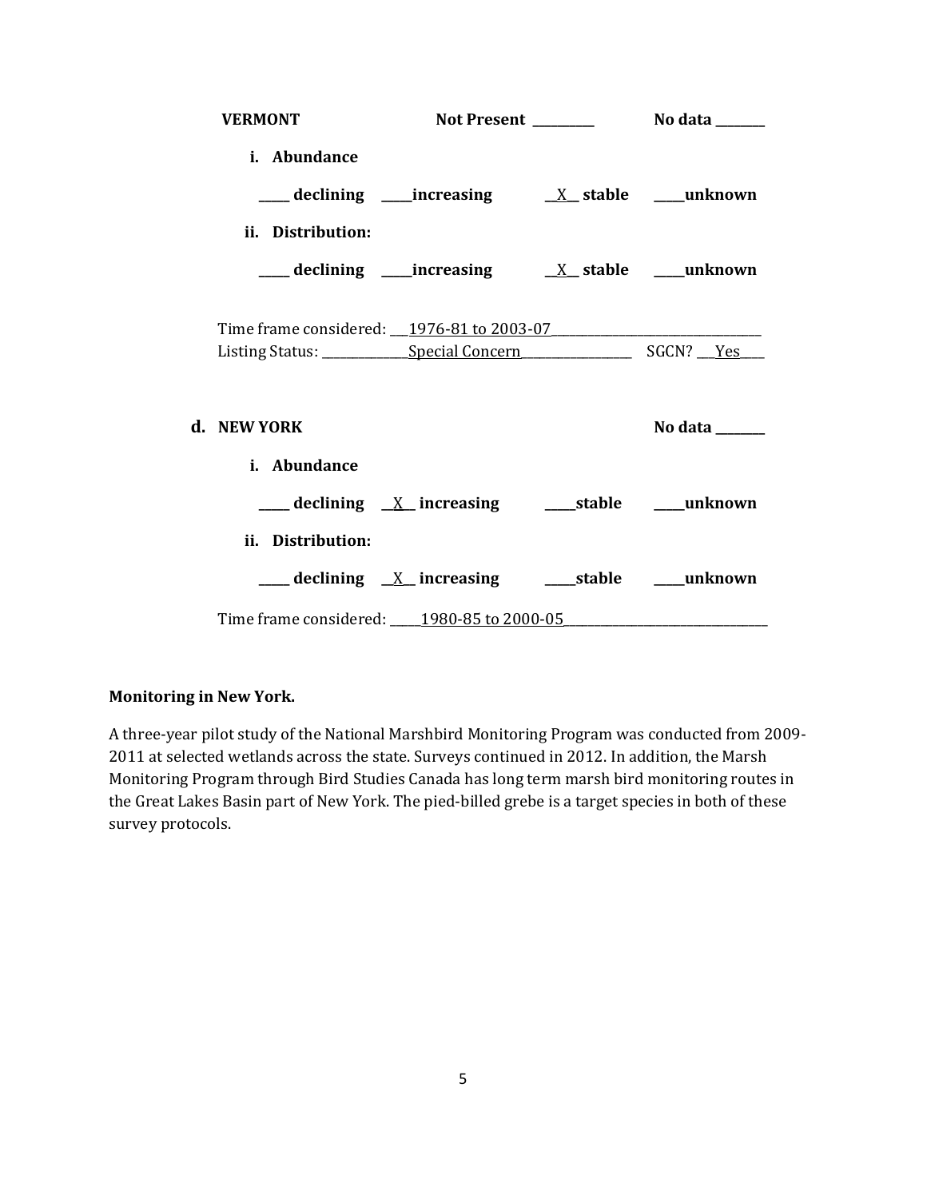**VERMONT** **Not Present** _________ **No data** _______

**i. Abundance**

_____ **declining** _____**increasing** __X__ **stable** _____**unknown**

**ii. Distribution:**

_____ **declining** _____**increasing** __X__ **stable** _____**unknown**

Time frame considered: ___1976-81 to 2003-07_______________________________

Listing Status: ______________Special Concern_________________ SGCN? ___Yes____

**d. NEW YORK** **No data** _______

**i. Abundance**

_____ **declining** __X__ **increasing** _____**stable** _____**unknown**

**ii. Distribution:**

_____ **declining** __X__ **increasing** _____**stable** _____**unknown**

Time frame considered: _____1980-85 to 2000-05_______________________________

**Monitoring in New York.**

A three-year pilot study of the National Marshbird Monitoring Program was conducted from 2009-2011 at selected wetlands across the state. Surveys continued in 2012. In addition, the Marsh Monitoring Program through Bird Studies Canada has long term marsh bird monitoring routes in the Great Lakes Basin part of New York. The pied-billed grebe is a target species in both of these survey protocols.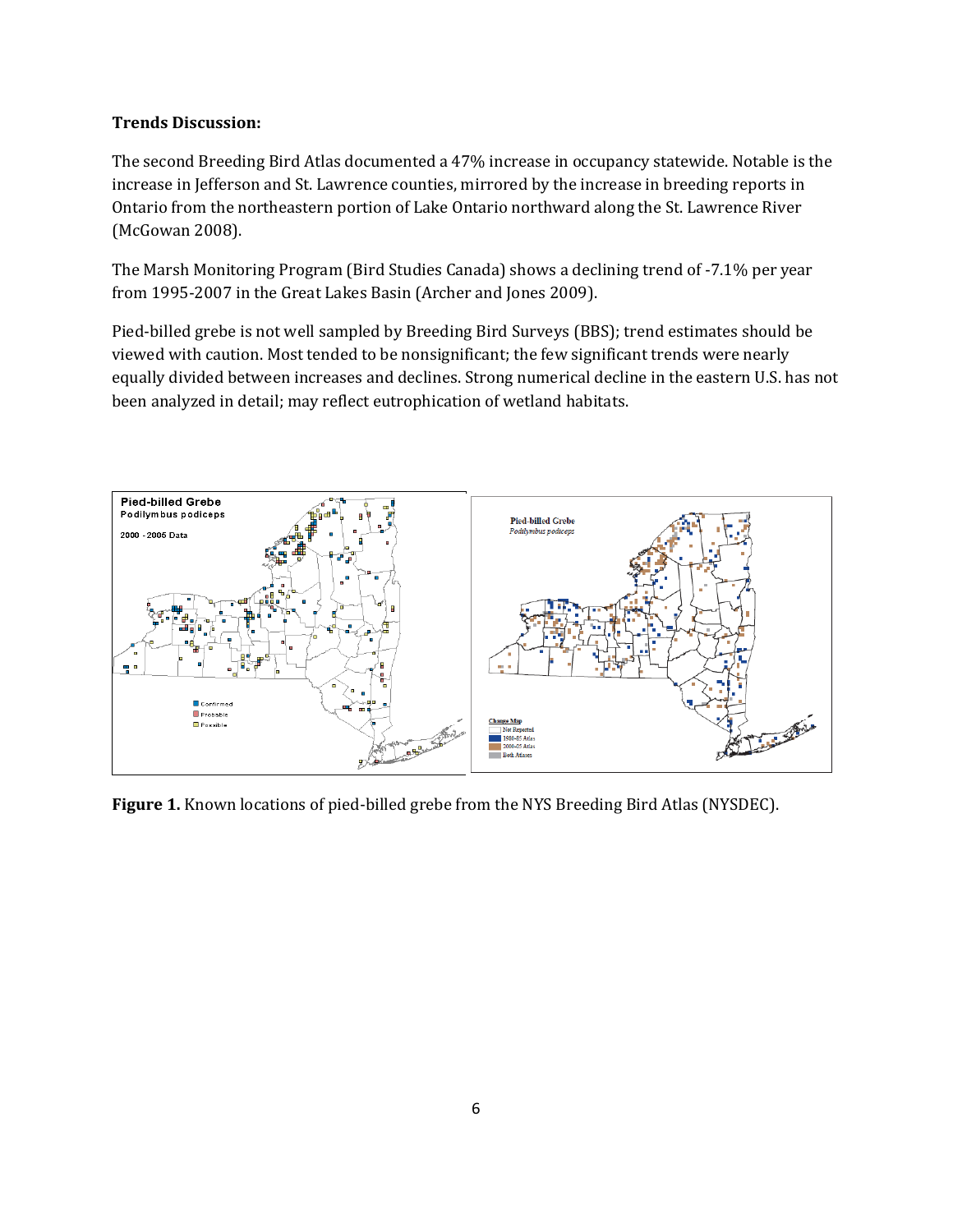**Trends Discussion:**

The second Breeding Bird Atlas documented a 47% increase in occupancy statewide. Notable is the increase in Jefferson and St. Lawrence counties, mirrored by the increase in breeding reports in Ontario from the northeastern portion of Lake Ontario northward along the St. Lawrence River (McGowan 2008).

The Marsh Monitoring Program (Bird Studies Canada) shows a declining trend of -7.1% per year from 1995-2007 in the Great Lakes Basin (Archer and Jones 2009).

Pied-billed grebe is not well sampled by Breeding Bird Surveys (BBS); trend estimates should be viewed with caution. Most tended to be nonsignificant; the few significant trends were nearly equally divided between increases and declines. Strong numerical decline in the eastern U.S. has not been analyzed in detail; may reflect eutrophication of wetland habitats.

**Figure 1.** Known locations of pied-billed grebe from the NYS Breeding Bird Atlas (NYSDEC).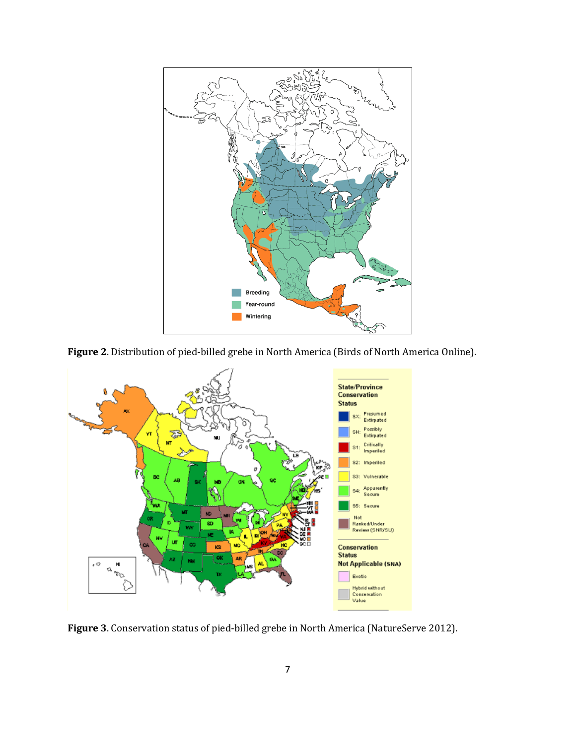**Figure 2**. Distribution of pied-billed grebe in North America (Birds of North America Online).

**Figure 3**. Conservation status of pied-billed grebe in North America (NatureServe 2012).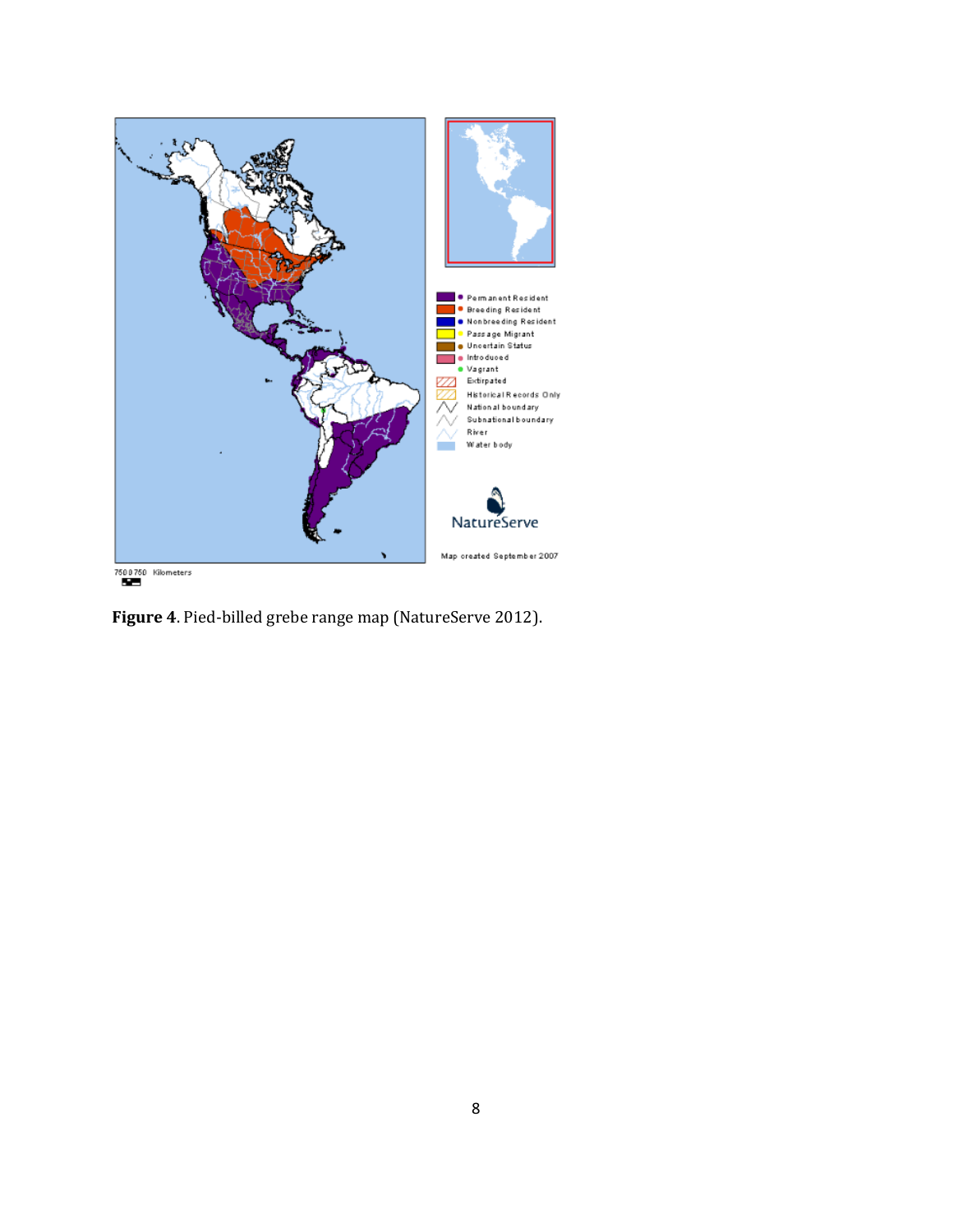**Figure 4**. Pied-billed grebe range map (NatureServe 2012).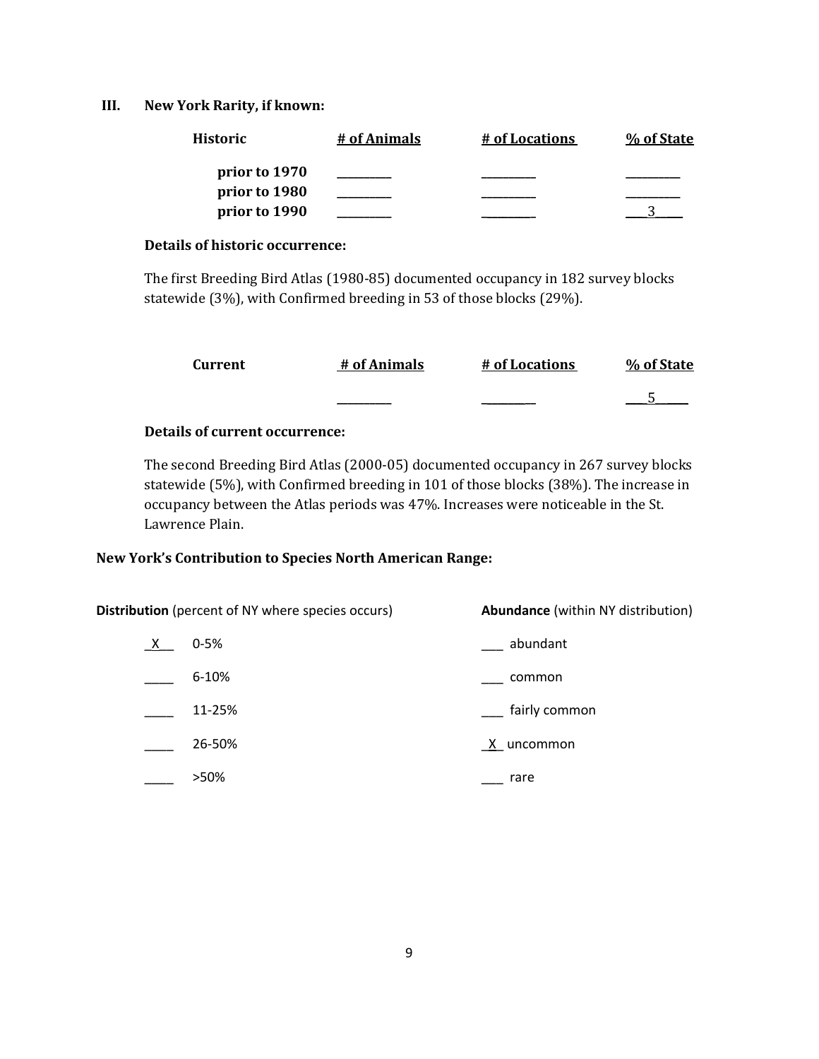### III. New York Rarity, if known:

| Historic | # of Animals | # of Locations | % of State |
|---|---|---|---|
| prior to 1970 | _________ | _________ | _________ |
| prior to 1980 | _________ | _________ | _________ |
| prior to 1990 | _________ | _________ | ___3___ |

**Details of historic occurrence:**

The first Breeding Bird Atlas (1980-85) documented occupancy in 182 survey blocks statewide (3%), with Confirmed breeding in 53 of those blocks (29%).

| Current | # of Animals | # of Locations | % of State |
|---|---|---|---|
| | _________ | _________ | ___5___ |

**Details of current occurrence:**

The second Breeding Bird Atlas (2000-05) documented occupancy in 267 survey blocks statewide (5%), with Confirmed breeding in 101 of those blocks (38%). The increase in occupancy between the Atlas periods was 47%. Increases were noticeable in the St. Lawrence Plain.

**New York's Contribution to Species North American Range:**

| **Distribution** (percent of NY where species occurs) | | **Abundance** (within NY distribution) | |
|---|---|---|---|
| _X__ | 0-5% | ___ | abundant |
| ____ | 6-10% | ___ | common |
| ____ | 11-25% | ___ | fairly common |
| ____ | 26-50% | _X_ | uncommon |
| ____ | >50% | ___ | rare |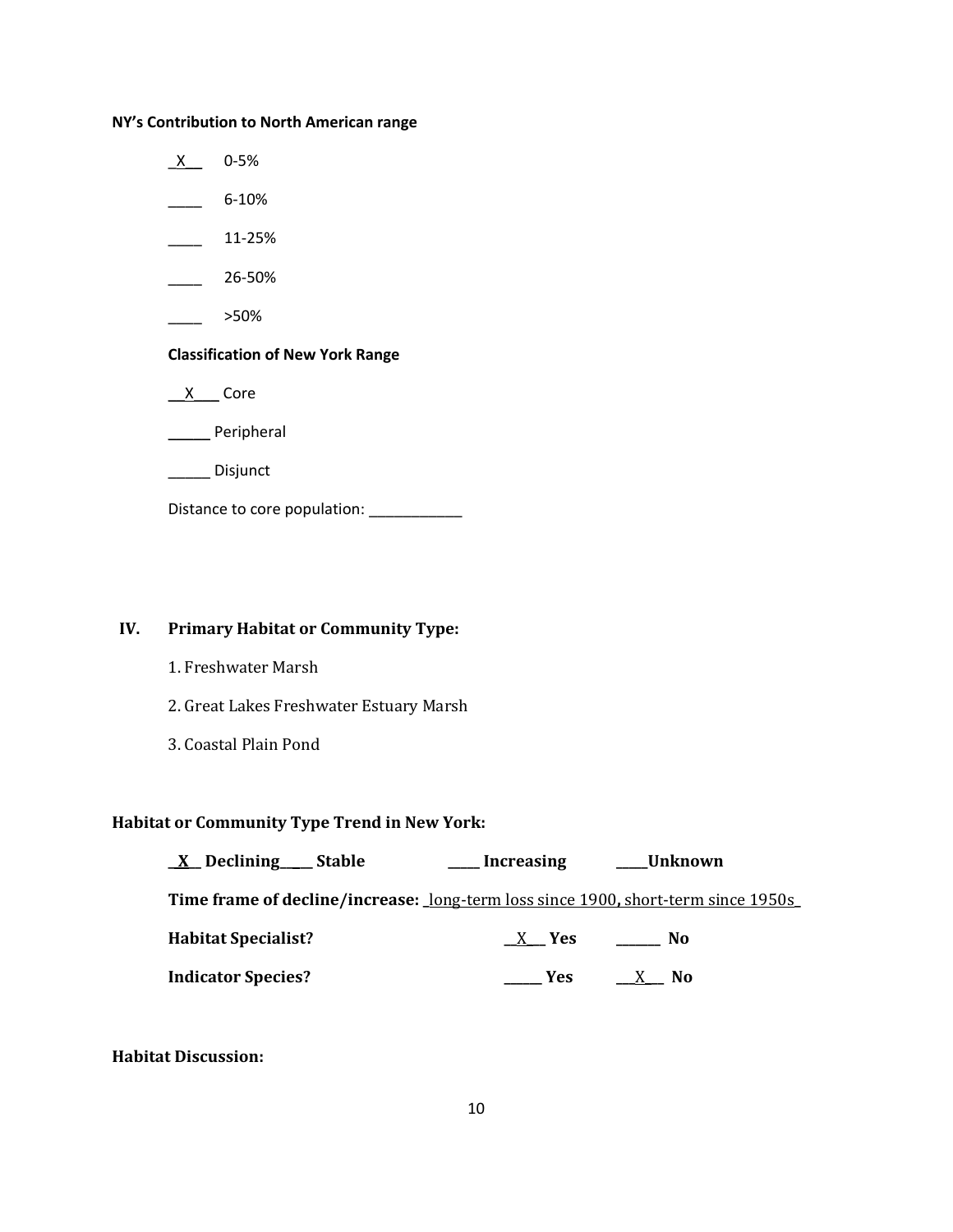**NY's Contribution to North American range**

_X__ 0-5%

____ 6-10%

____ 11-25%

____ 26-50%

____ >50%

**Classification of New York Range**

__X___ Core

_____ Peripheral

_____ Disjunct

Distance to core population: ____________

## IV. Primary Habitat or Community Type:

1. Freshwater Marsh

2. Great Lakes Freshwater Estuary Marsh

3. Coastal Plain Pond

**Habitat or Community Type Trend in New York:**

**_X_ Declining ____ Stable ____ Increasing ____Unknown**

**Time frame of decline/increase:** _long-term loss since 1900, short-term since 1950s_

**Habitat Specialist?** __X__ **Yes** ______ **No**

**Indicator Species?** _____ **Yes** __X__ **No**

**Habitat Discussion:**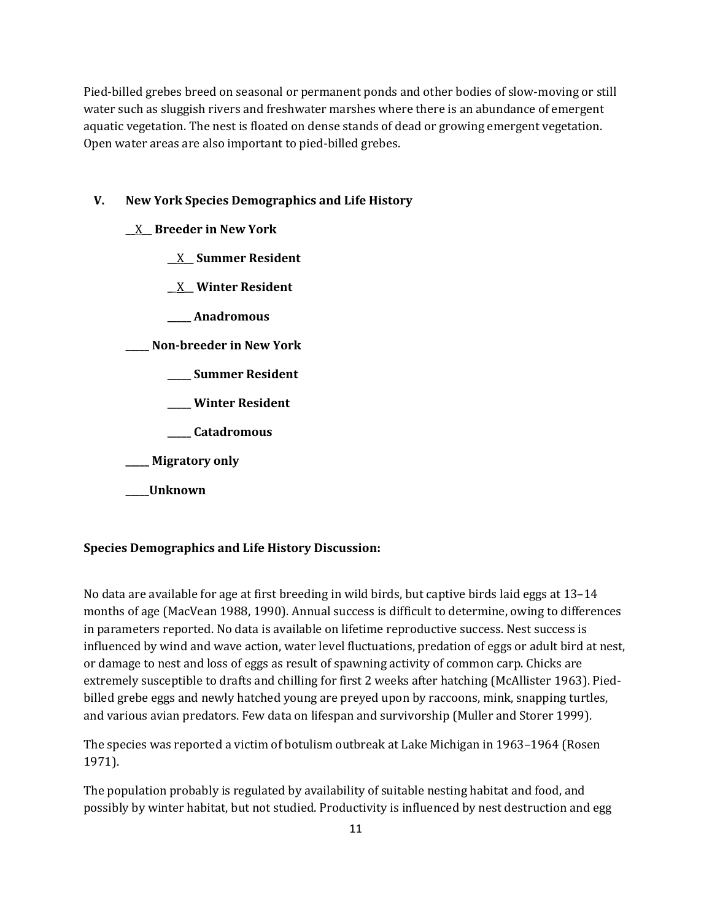Pied-billed grebes breed on seasonal or permanent ponds and other bodies of slow-moving or still water such as sluggish rivers and freshwater marshes where there is an abundance of emergent aquatic vegetation. The nest is floated on dense stands of dead or growing emergent vegetation. Open water areas are also important to pied-billed grebes.

## V. New York Species Demographics and Life History

__X__ **Breeder in New York**

- __X__ **Summer Resident**
- __X__ **Winter Resident**
- _____ **Anadromous**

_____ **Non-breeder in New York**

- _____ **Summer Resident**
- _____ **Winter Resident**
- _____ **Catadromous**

_____ **Migratory only**

_____ **Unknown**

**Species Demographics and Life History Discussion:**

No data are available for age at first breeding in wild birds, but captive birds laid eggs at 13–14 months of age (MacVean 1988, 1990). Annual success is difficult to determine, owing to differences in parameters reported. No data is available on lifetime reproductive success. Nest success is influenced by wind and wave action, water level fluctuations, predation of eggs or adult bird at nest, or damage to nest and loss of eggs as result of spawning activity of common carp. Chicks are extremely susceptible to drafts and chilling for first 2 weeks after hatching (McAllister 1963). Pied-billed grebe eggs and newly hatched young are preyed upon by raccoons, mink, snapping turtles, and various avian predators. Few data on lifespan and survivorship (Muller and Storer 1999).

The species was reported a victim of botulism outbreak at Lake Michigan in 1963–1964 (Rosen 1971).

The population probably is regulated by availability of suitable nesting habitat and food, and possibly by winter habitat, but not studied. Productivity is influenced by nest destruction and egg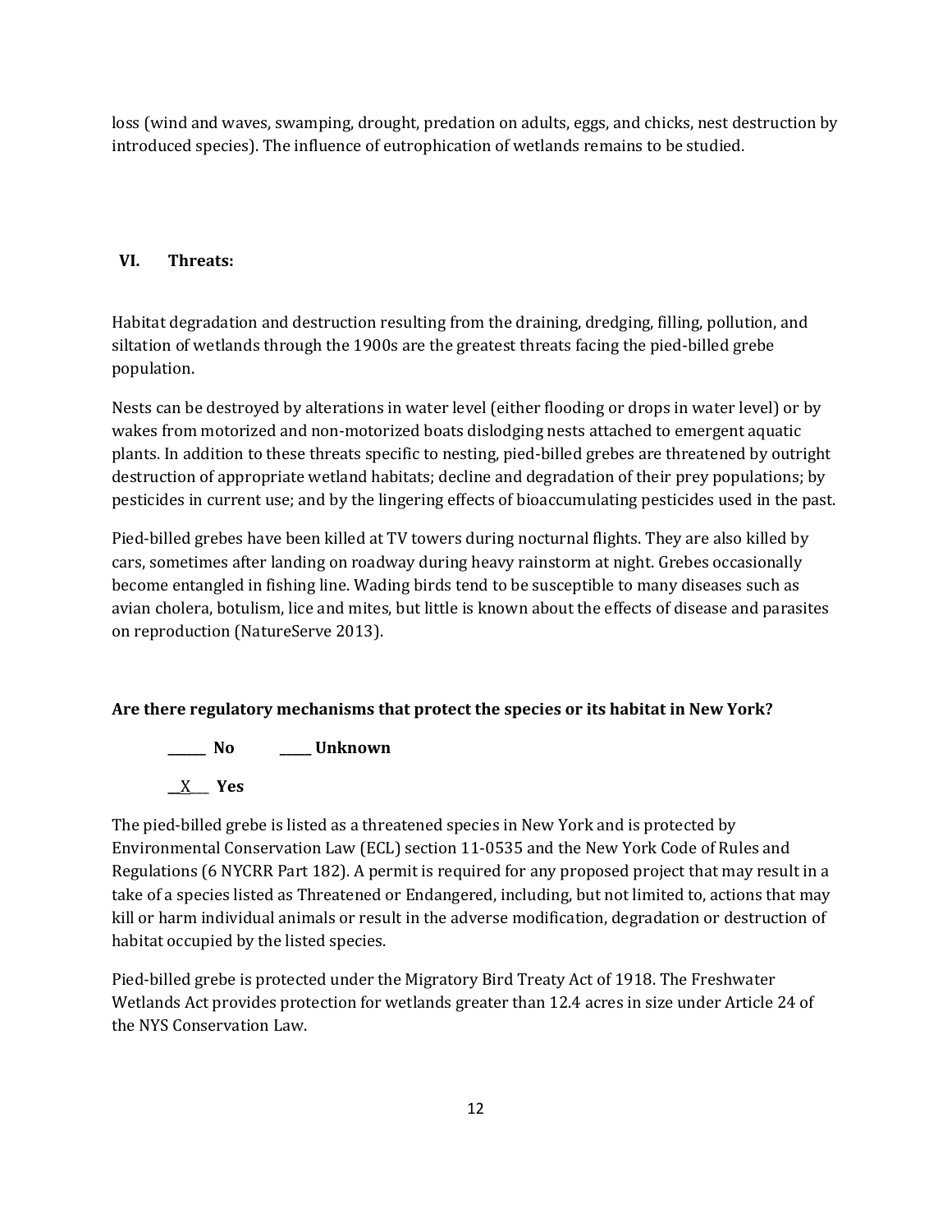loss (wind and waves, swamping, drought, predation on adults, eggs, and chicks, nest destruction by introduced species). The influence of eutrophication of wetlands remains to be studied.

## VI. Threats:

Habitat degradation and destruction resulting from the draining, dredging, filling, pollution, and siltation of wetlands through the 1900s are the greatest threats facing the pied-billed grebe population.

Nests can be destroyed by alterations in water level (either flooding or drops in water level) or by wakes from motorized and non-motorized boats dislodging nests attached to emergent aquatic plants. In addition to these threats specific to nesting, pied-billed grebes are threatened by outright destruction of appropriate wetland habitats; decline and degradation of their prey populations; by pesticides in current use; and by the lingering effects of bioaccumulating pesticides used in the past.

Pied-billed grebes have been killed at TV towers during nocturnal flights. They are also killed by cars, sometimes after landing on roadway during heavy rainstorm at night. Grebes occasionally become entangled in fishing line. Wading birds tend to be susceptible to many diseases such as avian cholera, botulism, lice and mites, but little is known about the effects of disease and parasites on reproduction (NatureServe 2013).

**Are there regulatory mechanisms that protect the species or its habitat in New York?**

______ **No** _____ **Unknown**

__X___ **Yes**

The pied-billed grebe is listed as a threatened species in New York and is protected by Environmental Conservation Law (ECL) section 11-0535 and the New York Code of Rules and Regulations (6 NYCRR Part 182). A permit is required for any proposed project that may result in a take of a species listed as Threatened or Endangered, including, but not limited to, actions that may kill or harm individual animals or result in the adverse modification, degradation or destruction of habitat occupied by the listed species.

Pied-billed grebe is protected under the Migratory Bird Treaty Act of 1918. The Freshwater Wetlands Act provides protection for wetlands greater than 12.4 acres in size under Article 24 of the NYS Conservation Law.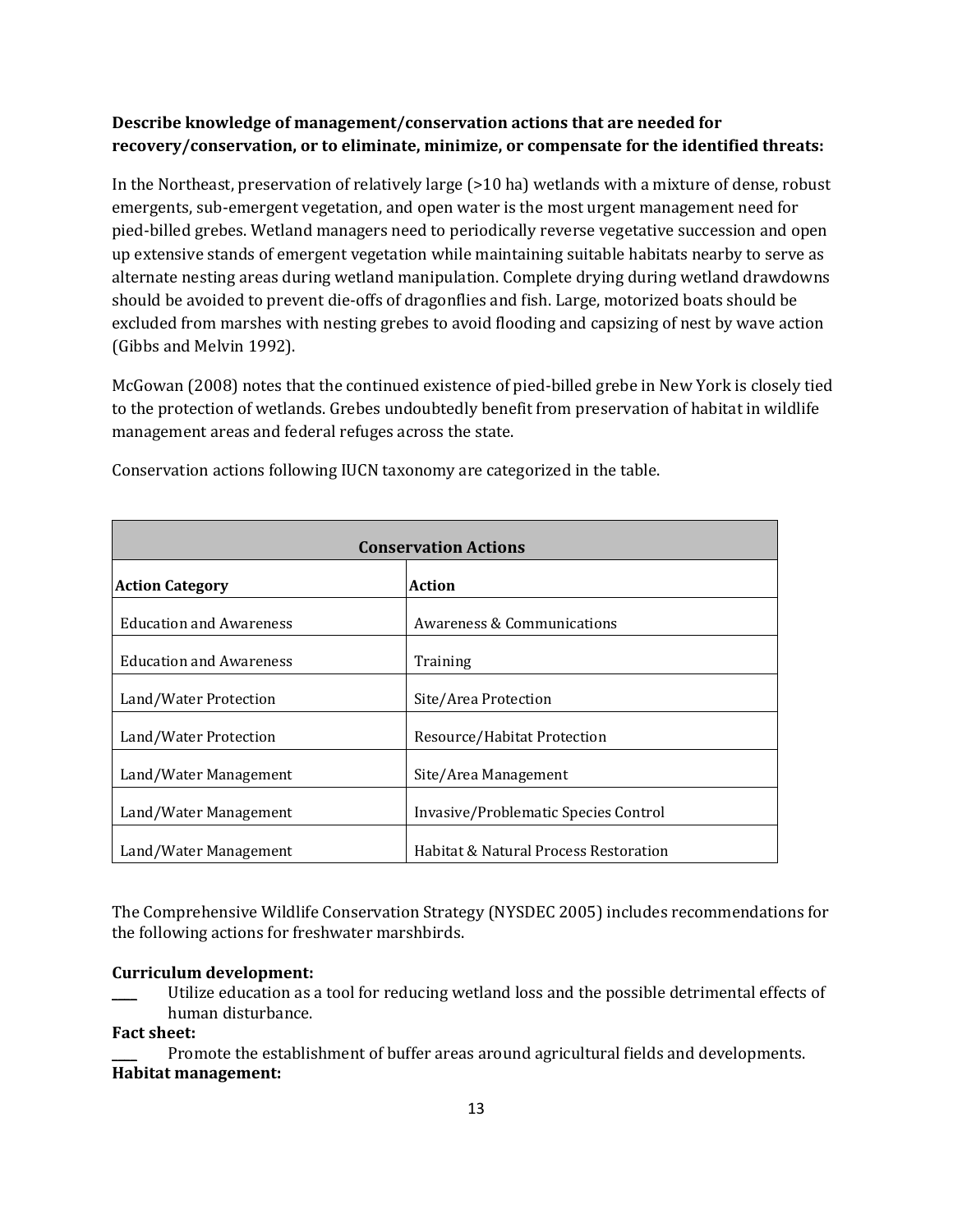**Describe knowledge of management/conservation actions that are needed for recovery/conservation, or to eliminate, minimize, or compensate for the identified threats:**

In the Northeast, preservation of relatively large (>10 ha) wetlands with a mixture of dense, robust emergents, sub-emergent vegetation, and open water is the most urgent management need for pied-billed grebes. Wetland managers need to periodically reverse vegetative succession and open up extensive stands of emergent vegetation while maintaining suitable habitats nearby to serve as alternate nesting areas during wetland manipulation. Complete drying during wetland drawdowns should be avoided to prevent die-offs of dragonflies and fish. Large, motorized boats should be excluded from marshes with nesting grebes to avoid flooding and capsizing of nest by wave action (Gibbs and Melvin 1992).

McGowan (2008) notes that the continued existence of pied-billed grebe in New York is closely tied to the protection of wetlands. Grebes undoubtedly benefit from preservation of habitat in wildlife management areas and federal refuges across the state.

Conservation actions following IUCN taxonomy are categorized in the table.

| Conservation Actions | |
|---|---|
| **Action Category** | **Action** |
| Education and Awareness | Awareness & Communications |
| Education and Awareness | Training |
| Land/Water Protection | Site/Area Protection |
| Land/Water Protection | Resource/Habitat Protection |
| Land/Water Management | Site/Area Management |
| Land/Water Management | Invasive/Problematic Species Control |
| Land/Water Management | Habitat & Natural Process Restoration |

The Comprehensive Wildlife Conservation Strategy (NYSDEC 2005) includes recommendations for the following actions for freshwater marshbirds.

**Curriculum development:**

____ Utilize education as a tool for reducing wetland loss and the possible detrimental effects of human disturbance.

**Fact sheet:**

____ Promote the establishment of buffer areas around agricultural fields and developments.

**Habitat management:**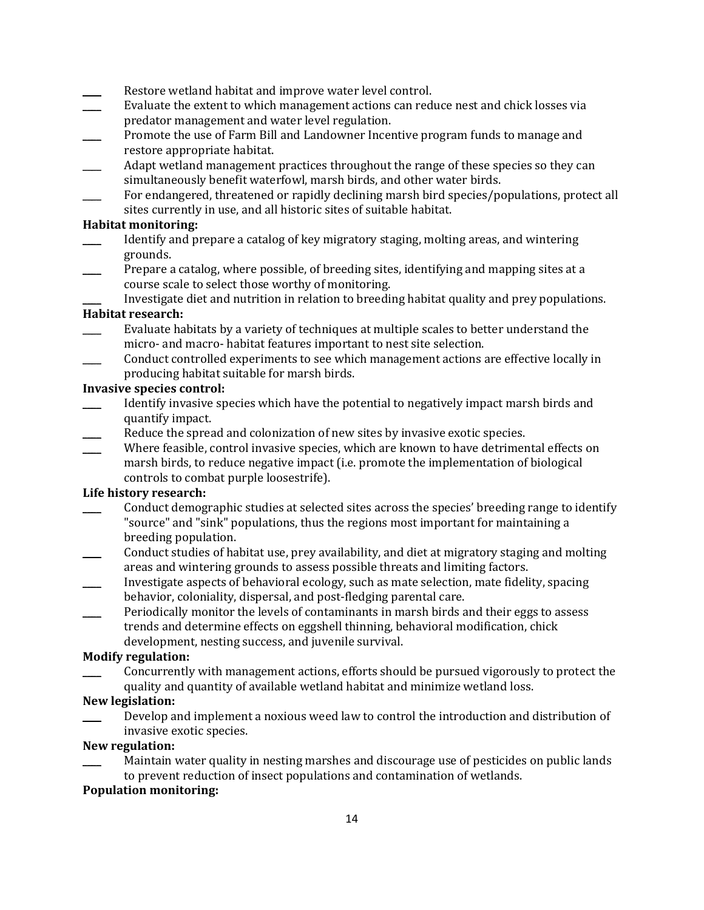____ Restore wetland habitat and improve water level control.

____ Evaluate the extent to which management actions can reduce nest and chick losses via predator management and water level regulation.

____ Promote the use of Farm Bill and Landowner Incentive program funds to manage and restore appropriate habitat.

____ Adapt wetland management practices throughout the range of these species so they can simultaneously benefit waterfowl, marsh birds, and other water birds.

____ For endangered, threatened or rapidly declining marsh bird species/populations, protect all sites currently in use, and all historic sites of suitable habitat.

**Habitat monitoring:**

____ Identify and prepare a catalog of key migratory staging, molting areas, and wintering grounds.

____ Prepare a catalog, where possible, of breeding sites, identifying and mapping sites at a course scale to select those worthy of monitoring.

____ Investigate diet and nutrition in relation to breeding habitat quality and prey populations.

**Habitat research:**

____ Evaluate habitats by a variety of techniques at multiple scales to better understand the micro- and macro- habitat features important to nest site selection.

____ Conduct controlled experiments to see which management actions are effective locally in producing habitat suitable for marsh birds.

**Invasive species control:**

____ Identify invasive species which have the potential to negatively impact marsh birds and quantify impact.

____ Reduce the spread and colonization of new sites by invasive exotic species.

____ Where feasible, control invasive species, which are known to have detrimental effects on marsh birds, to reduce negative impact (i.e. promote the implementation of biological controls to combat purple loosestrife).

**Life history research:**

____ Conduct demographic studies at selected sites across the species' breeding range to identify "source" and "sink" populations, thus the regions most important for maintaining a breeding population.

____ Conduct studies of habitat use, prey availability, and diet at migratory staging and molting areas and wintering grounds to assess possible threats and limiting factors.

____ Investigate aspects of behavioral ecology, such as mate selection, mate fidelity, spacing behavior, coloniality, dispersal, and post-fledging parental care.

____ Periodically monitor the levels of contaminants in marsh birds and their eggs to assess trends and determine effects on eggshell thinning, behavioral modification, chick development, nesting success, and juvenile survival.

**Modify regulation:**

____ Concurrently with management actions, efforts should be pursued vigorously to protect the quality and quantity of available wetland habitat and minimize wetland loss.

**New legislation:**

____ Develop and implement a noxious weed law to control the introduction and distribution of invasive exotic species.

**New regulation:**

____ Maintain water quality in nesting marshes and discourage use of pesticides on public lands to prevent reduction of insect populations and contamination of wetlands.

**Population monitoring:**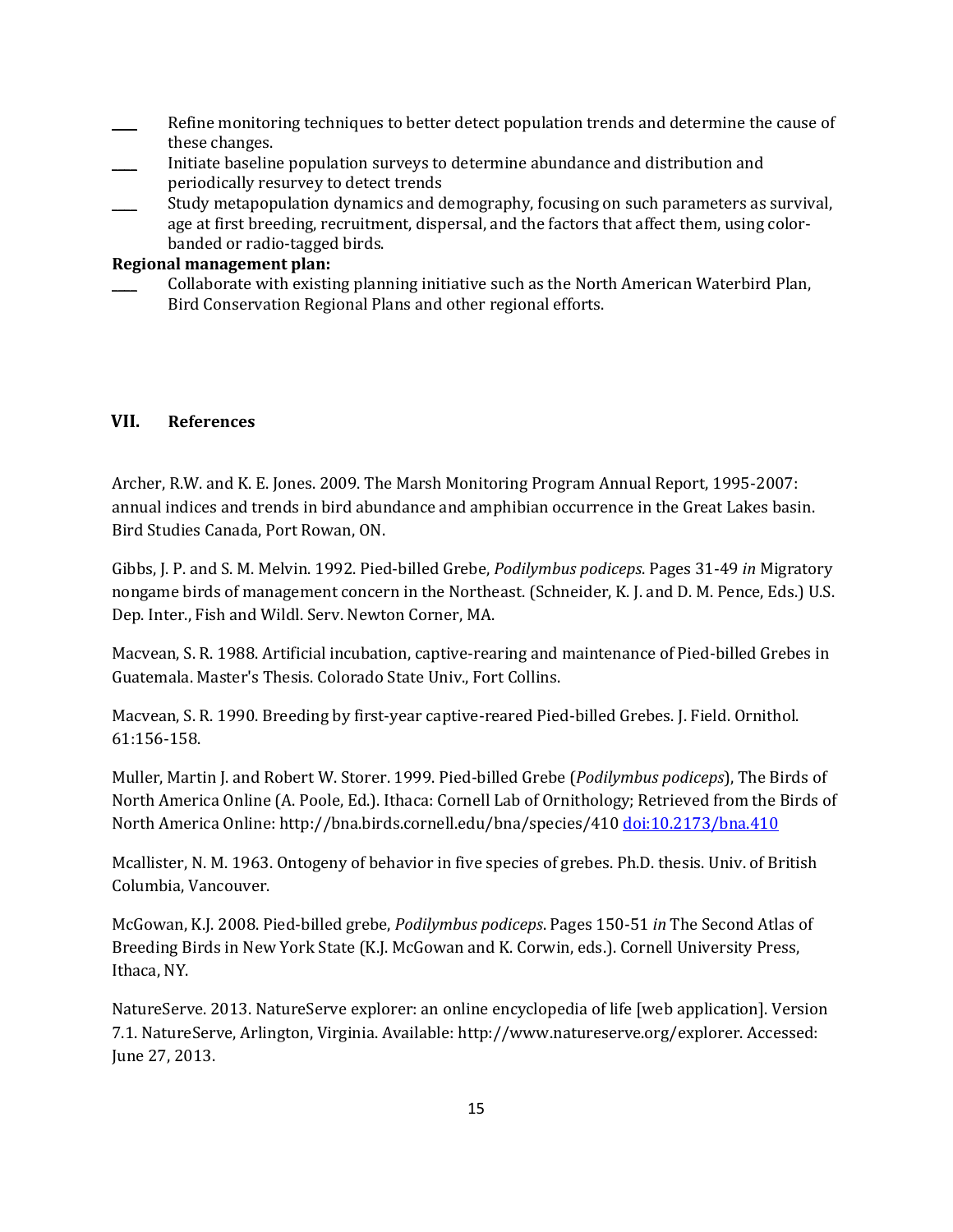____ Refine monitoring techniques to better detect population trends and determine the cause of these changes.

____ Initiate baseline population surveys to determine abundance and distribution and periodically resurvey to detect trends

____ Study metapopulation dynamics and demography, focusing on such parameters as survival, age at first breeding, recruitment, dispersal, and the factors that affect them, using color-banded or radio-tagged birds.

**Regional management plan:**

____ Collaborate with existing planning initiative such as the North American Waterbird Plan, Bird Conservation Regional Plans and other regional efforts.

## VII. References

Archer, R.W. and K. E. Jones. 2009. The Marsh Monitoring Program Annual Report, 1995-2007: annual indices and trends in bird abundance and amphibian occurrence in the Great Lakes basin. Bird Studies Canada, Port Rowan, ON.

Gibbs, J. P. and S. M. Melvin. 1992. Pied-billed Grebe, *Podilymbus podiceps*. Pages 31-49 *in* Migratory nongame birds of management concern in the Northeast. (Schneider, K. J. and D. M. Pence, Eds.) U.S. Dep. Inter., Fish and Wildl. Serv. Newton Corner, MA.

Macvean, S. R. 1988. Artificial incubation, captive-rearing and maintenance of Pied-billed Grebes in Guatemala. Master's Thesis. Colorado State Univ., Fort Collins.

Macvean, S. R. 1990. Breeding by first-year captive-reared Pied-billed Grebes. J. Field. Ornithol. 61:156-158.

Muller, Martin J. and Robert W. Storer. 1999. Pied-billed Grebe (*Podilymbus podiceps*), The Birds of North America Online (A. Poole, Ed.). Ithaca: Cornell Lab of Ornithology; Retrieved from the Birds of North America Online: http://bna.birds.cornell.edu/bna/species/410 doi:10.2173/bna.410

Mcallister, N. M. 1963. Ontogeny of behavior in five species of grebes. Ph.D. thesis. Univ. of British Columbia, Vancouver.

McGowan, K.J. 2008. Pied-billed grebe, *Podilymbus podiceps*. Pages 150-51 *in* The Second Atlas of Breeding Birds in New York State (K.J. McGowan and K. Corwin, eds.). Cornell University Press, Ithaca, NY.

NatureServe. 2013. NatureServe explorer: an online encyclopedia of life [web application]. Version 7.1. NatureServe, Arlington, Virginia. Available: http://www.natureserve.org/explorer. Accessed: June 27, 2013.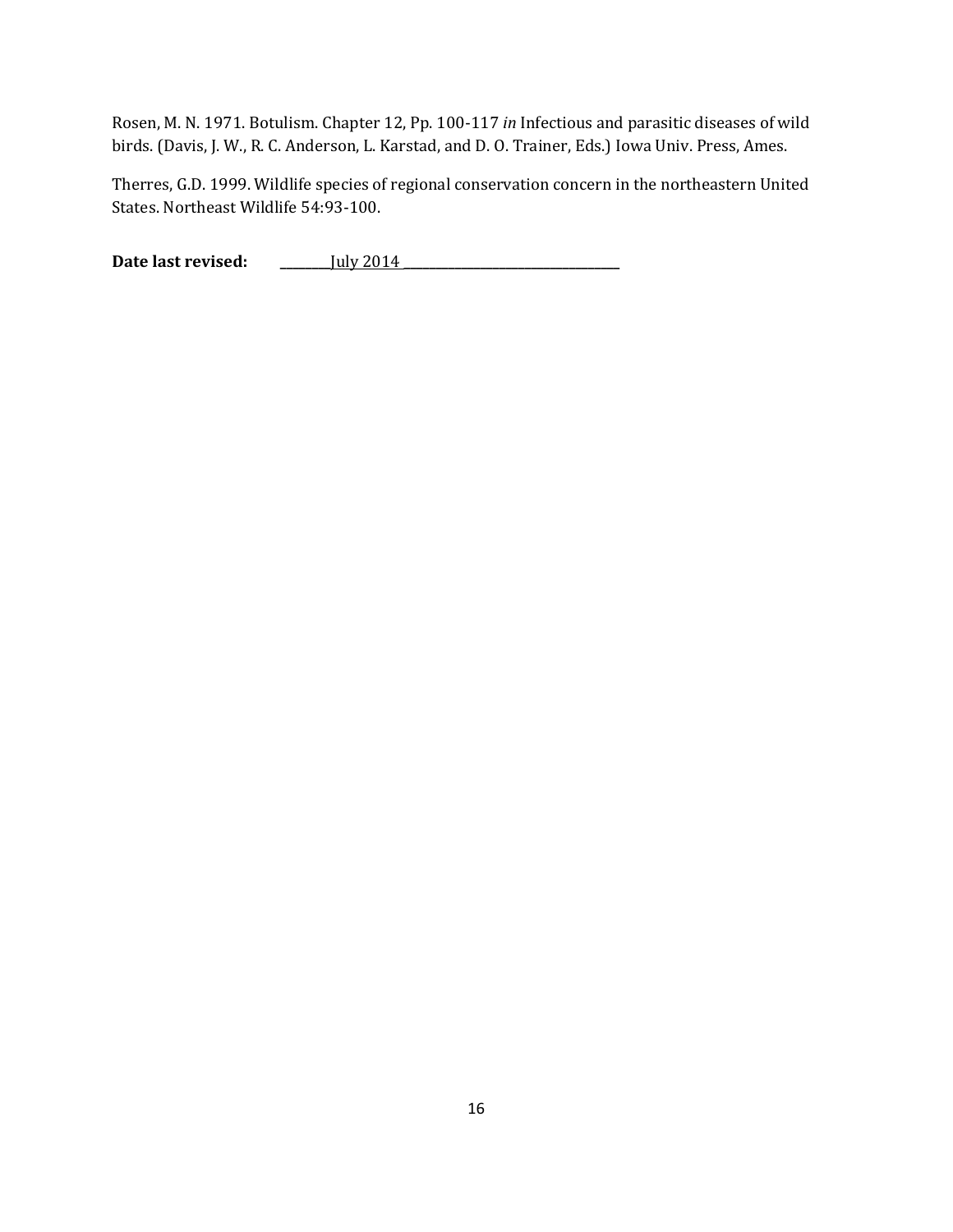Rosen, M. N. 1971. Botulism. Chapter 12, Pp. 100-117 *in* Infectious and parasitic diseases of wild birds. (Davis, J. W., R. C. Anderson, L. Karstad, and D. O. Trainer, Eds.) Iowa Univ. Press, Ames.

Therres, G.D. 1999. Wildlife species of regional conservation concern in the northeastern United States. Northeast Wildlife 54:93-100.

**Date last revised:** July 2014